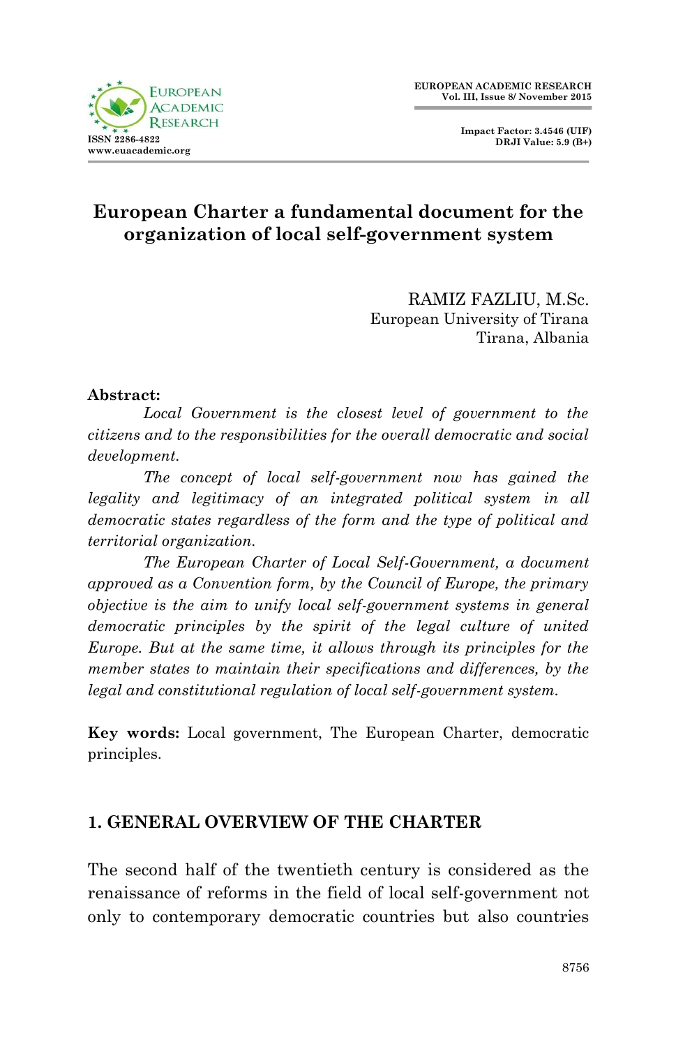# European Charter a fundamental document for the organization of local self-government system

RAMIZ FAZLIU, M.Sc.
European University of Tirana
Tirana, Albania

**Abstract:**

*Local Government is the closest level of government to the citizens and to the responsibilities for the overall democratic and social development.*

*The concept of local self-government now has gained the legality and legitimacy of an integrated political system in all democratic states regardless of the form and the type of political and territorial organization.*

*The European Charter of Local Self-Government, a document approved as a Convention form, by the Council of Europe, the primary objective is the aim to unify local self-government systems in general democratic principles by the spirit of the legal culture of united Europe. But at the same time, it allows through its principles for the member states to maintain their specifications and differences, by the legal and constitutional regulation of local self-government system.*

**Key words:** Local government, The European Charter, democratic principles.

## 1. GENERAL OVERVIEW OF THE CHARTER

The second half of the twentieth century is considered as the renaissance of reforms in the field of local self-government not only to contemporary democratic countries but also countries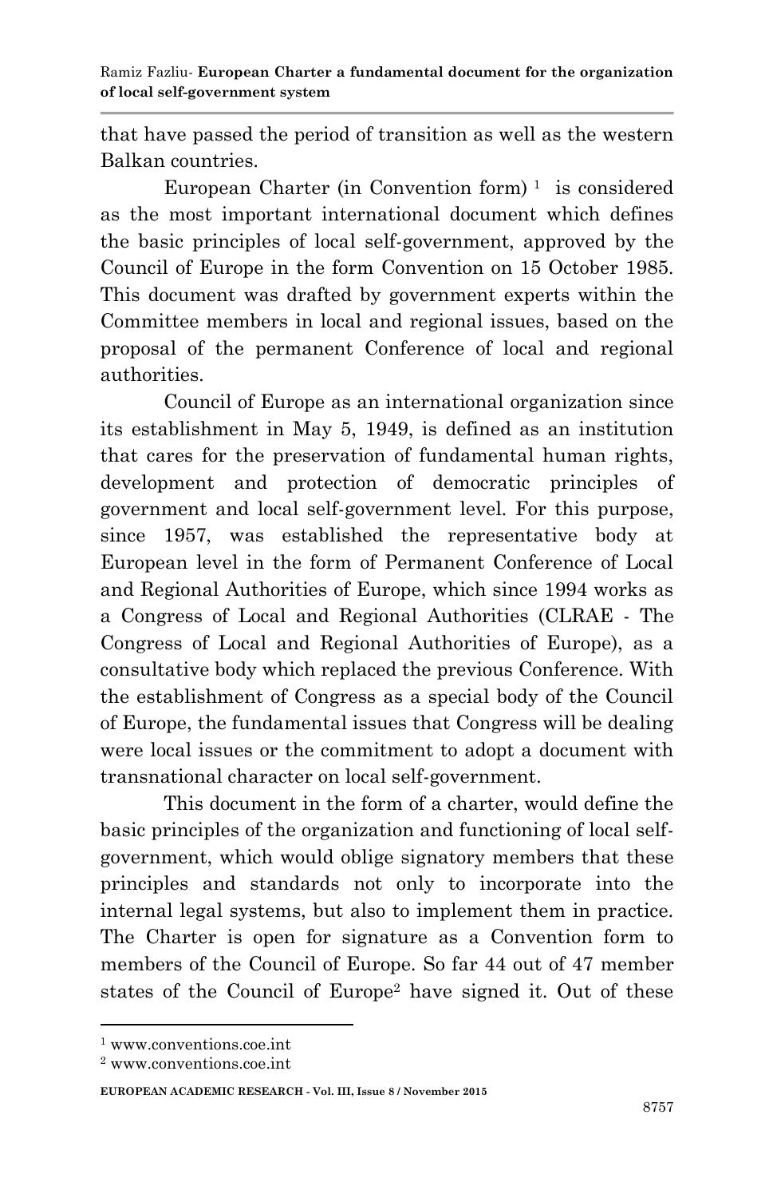that have passed the period of transition as well as the western Balkan countries.

European Charter (in Convention form) [1] is considered as the most important international document which defines the basic principles of local self-government, approved by the Council of Europe in the form Convention on 15 October 1985. This document was drafted by government experts within the Committee members in local and regional issues, based on the proposal of the permanent Conference of local and regional authorities.

Council of Europe as an international organization since its establishment in May 5, 1949, is defined as an institution that cares for the preservation of fundamental human rights, development and protection of democratic principles of government and local self-government level. For this purpose, since 1957, was established the representative body at European level in the form of Permanent Conference of Local and Regional Authorities of Europe, which since 1994 works as a Congress of Local and Regional Authorities (CLRAE - The Congress of Local and Regional Authorities of Europe), as a consultative body which replaced the previous Conference. With the establishment of Congress as a special body of the Council of Europe, the fundamental issues that Congress will be dealing were local issues or the commitment to adopt a document with transnational character on local self-government.

This document in the form of a charter, would define the basic principles of the organization and functioning of local self-government, which would oblige signatory members that these principles and standards not only to incorporate into the internal legal systems, but also to implement them in practice. The Charter is open for signature as a Convention form to members of the Council of Europe. So far 44 out of 47 member states of the Council of Europe[2] have signed it. Out of these

---

[1] www.conventions.coe.int

[2] www.conventions.coe.int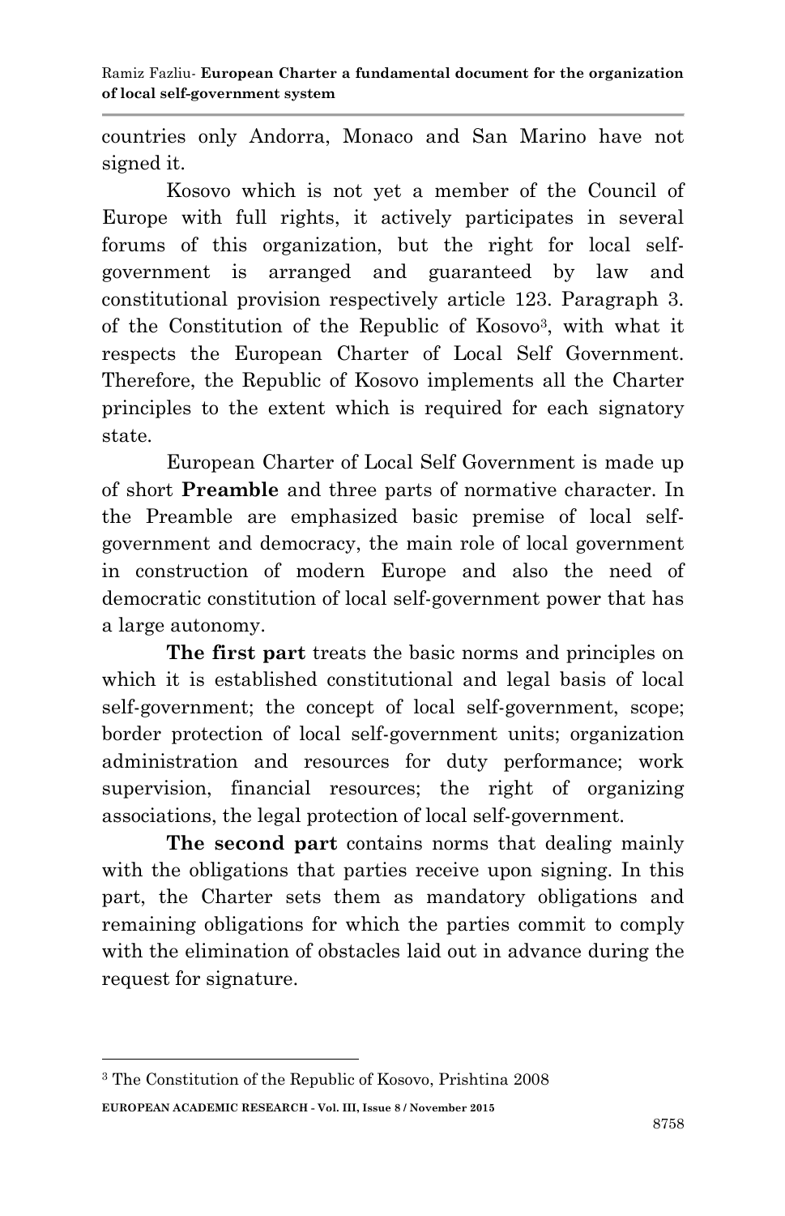countries only Andorra, Monaco and San Marino have not signed it.

Kosovo which is not yet a member of the Council of Europe with full rights, it actively participates in several forums of this organization, but the right for local self-government is arranged and guaranteed by law and constitutional provision respectively article 123. Paragraph 3. of the Constitution of the Republic of Kosovo[3], with what it respects the European Charter of Local Self Government. Therefore, the Republic of Kosovo implements all the Charter principles to the extent which is required for each signatory state.

European Charter of Local Self Government is made up of short **Preamble** and three parts of normative character. In the Preamble are emphasized basic premise of local self-government and democracy, the main role of local government in construction of modern Europe and also the need of democratic constitution of local self-government power that has a large autonomy.

**The first part** treats the basic norms and principles on which it is established constitutional and legal basis of local self-government; the concept of local self-government, scope; border protection of local self-government units; organization administration and resources for duty performance; work supervision, financial resources; the right of organizing associations, the legal protection of local self-government.

**The second part** contains norms that dealing mainly with the obligations that parties receive upon signing. In this part, the Charter sets them as mandatory obligations and remaining obligations for which the parties commit to comply with the elimination of obstacles laid out in advance during the request for signature.

---

[3] The Constitution of the Republic of Kosovo, Prishtina 2008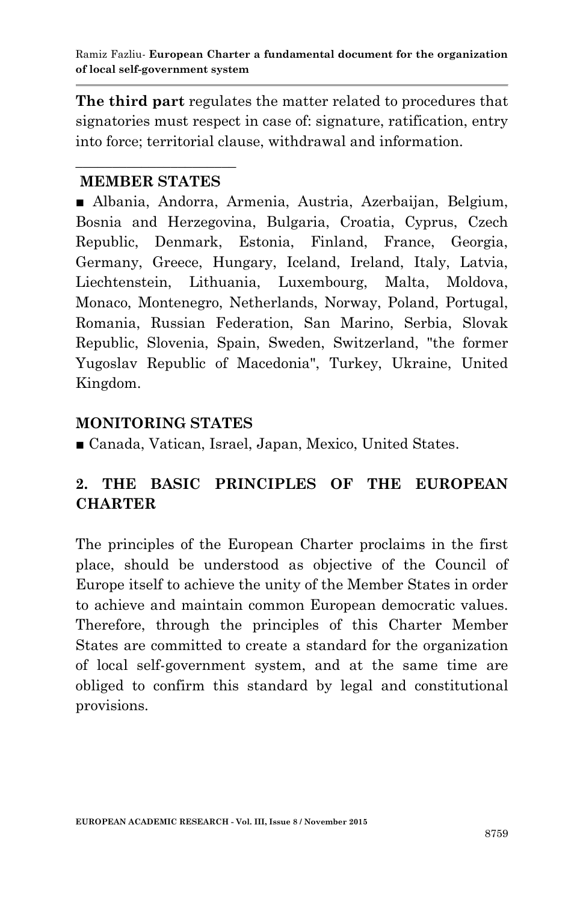**The third part** regulates the matter related to procedures that signatories must respect in case of: signature, ratification, entry into force; territorial clause, withdrawal and information.

---

**MEMBER STATES**

■ Albania, Andorra, Armenia, Austria, Azerbaijan, Belgium, Bosnia and Herzegovina, Bulgaria, Croatia, Cyprus, Czech Republic, Denmark, Estonia, Finland, France, Georgia, Germany, Greece, Hungary, Iceland, Ireland, Italy, Latvia, Liechtenstein, Lithuania, Luxembourg, Malta, Moldova, Monaco, Montenegro, Netherlands, Norway, Poland, Portugal, Romania, Russian Federation, San Marino, Serbia, Slovak Republic, Slovenia, Spain, Sweden, Switzerland, "the former Yugoslav Republic of Macedonia", Turkey, Ukraine, United Kingdom.

**MONITORING STATES**

■ Canada, Vatican, Israel, Japan, Mexico, United States.

## 2. THE BASIC PRINCIPLES OF THE EUROPEAN CHARTER

The principles of the European Charter proclaims in the first place, should be understood as objective of the Council of Europe itself to achieve the unity of the Member States in order to achieve and maintain common European democratic values. Therefore, through the principles of this Charter Member States are committed to create a standard for the organization of local self-government system, and at the same time are obliged to confirm this standard by legal and constitutional provisions.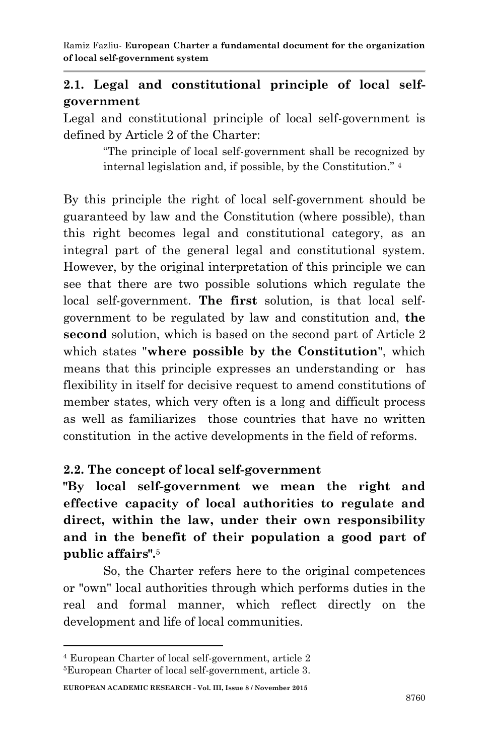## 2.1. Legal and constitutional principle of local self-government

Legal and constitutional principle of local self-government is defined by Article 2 of the Charter:

> "The principle of local self-government shall be recognized by internal legislation and, if possible, by the Constitution." [4]

By this principle the right of local self-government should be guaranteed by law and the Constitution (where possible), than this right becomes legal and constitutional category, as an integral part of the general legal and constitutional system. However, by the original interpretation of this principle we can see that there are two possible solutions which regulate the local self-government. **The first** solution, is that local self-government to be regulated by law and constitution and, **the second** solution, which is based on the second part of Article 2 which states "**where possible by the Constitution**", which means that this principle expresses an understanding or has flexibility in itself for decisive request to amend constitutions of member states, which very often is a long and difficult process as well as familiarizes those countries that have no written constitution in the active developments in the field of reforms.

## 2.2. The concept of local self-government

**"By local self-government we mean the right and effective capacity of local authorities to regulate and direct, within the law, under their own responsibility and in the benefit of their population a good part of public affairs".**[5]

So, the Charter refers here to the original competences or "own" local authorities through which performs duties in the real and formal manner, which reflect directly on the development and life of local communities.

---

[4] European Charter of local self-government, article 2

[5] European Charter of local self-government, article 3.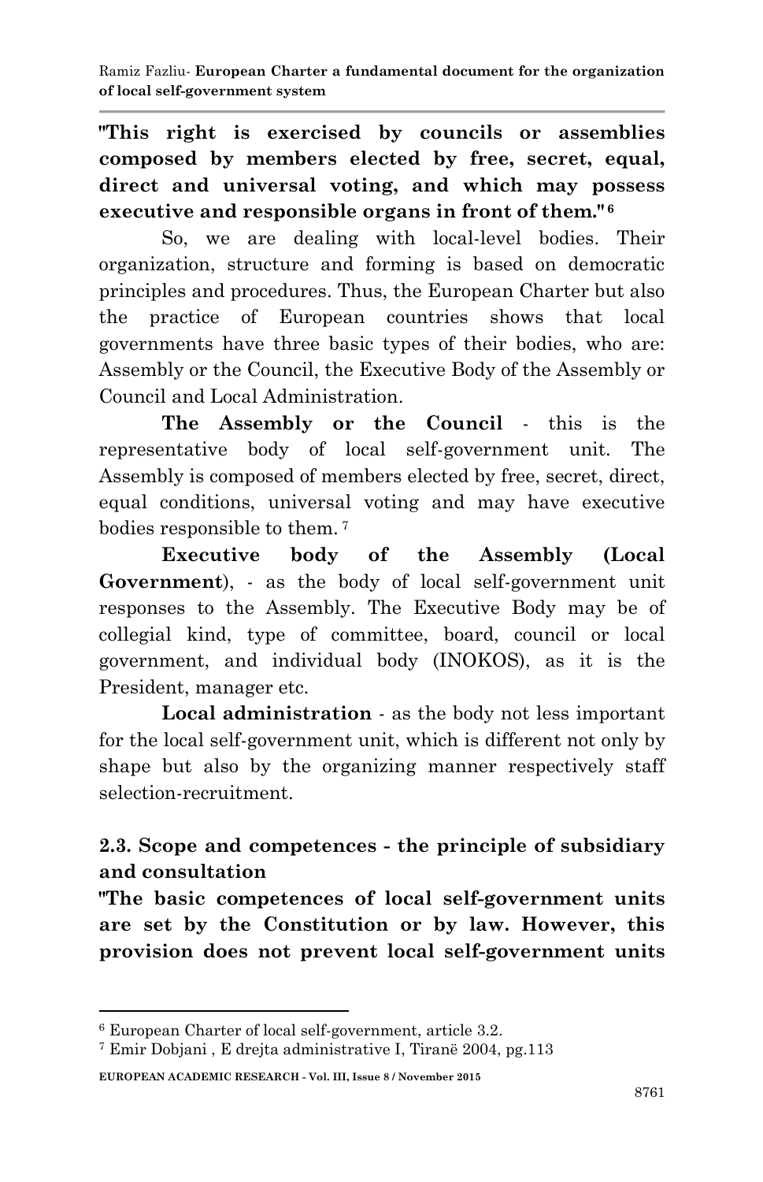**"This right is exercised by councils or assemblies composed by members elected by free, secret, equal, direct and universal voting, and which may possess executive and responsible organs in front of them."** [6]

So, we are dealing with local-level bodies. Their organization, structure and forming is based on democratic principles and procedures. Thus, the European Charter but also the practice of European countries shows that local governments have three basic types of their bodies, who are: Assembly or the Council, the Executive Body of the Assembly or Council and Local Administration.

**The Assembly or the Council** - this is the representative body of local self-government unit. The Assembly is composed of members elected by free, secret, direct, equal conditions, universal voting and may have executive bodies responsible to them. [7]

**Executive body of the Assembly (Local Government**), - as the body of local self-government unit responses to the Assembly. The Executive Body may be of collegial kind, type of committee, board, council or local government, and individual body (INOKOS), as it is the President, manager etc.

**Local administration** - as the body not less important for the local self-government unit, which is different not only by shape but also by the organizing manner respectively staff selection-recruitment.

### 2.3. Scope and competences - the principle of subsidiary and consultation

**"The basic competences of local self-government units are set by the Constitution or by law. However, this provision does not prevent local self-government units**

---

[6] European Charter of local self-government, article 3.2.

[7] Emir Dobjani , E drejta administrative I, Tiranë 2004, pg.113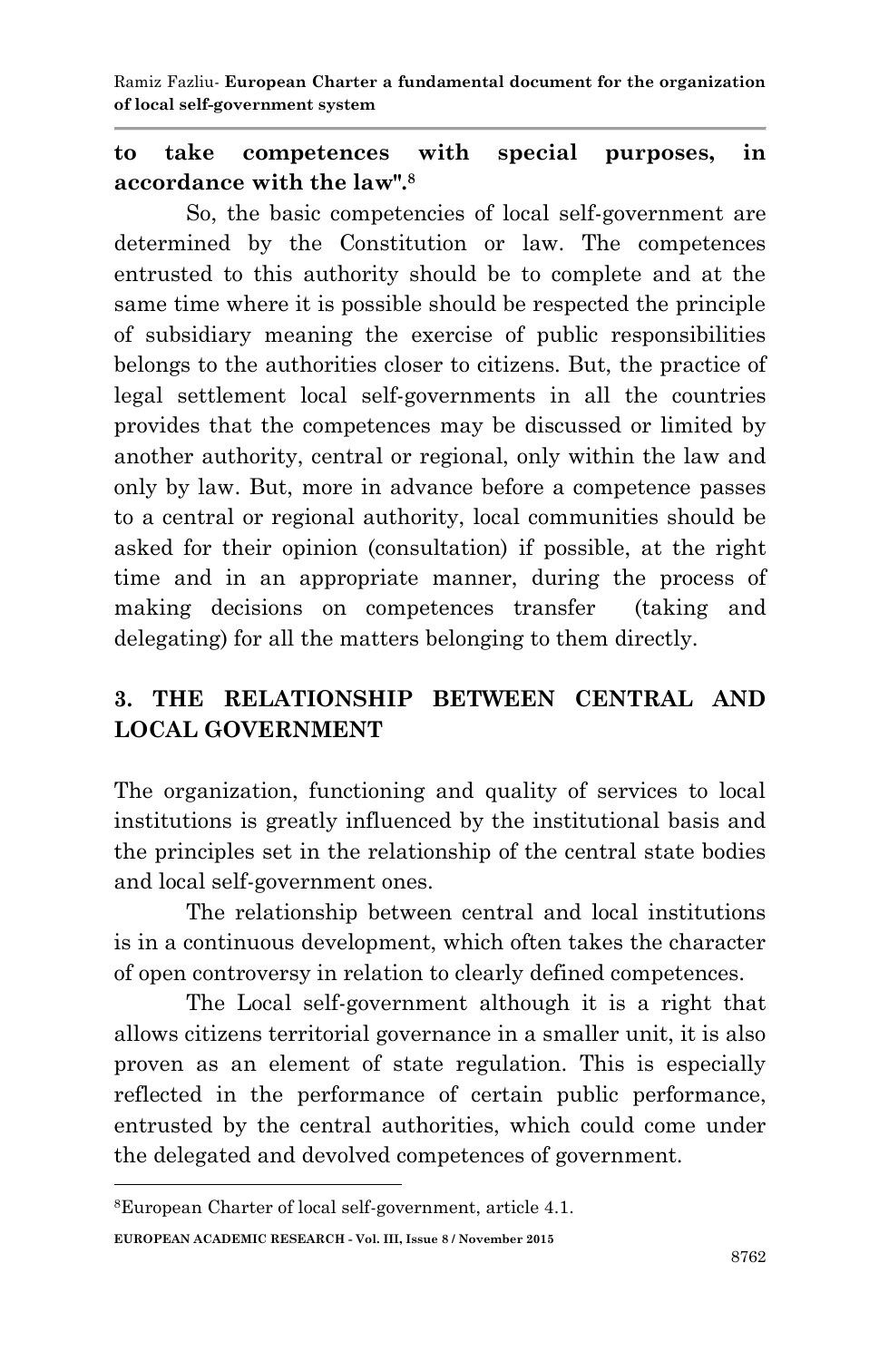**to take competences with special purposes, in accordance with the law".**[8]

So, the basic competencies of local self-government are determined by the Constitution or law. The competences entrusted to this authority should be to complete and at the same time where it is possible should be respected the principle of subsidiary meaning the exercise of public responsibilities belongs to the authorities closer to citizens. But, the practice of legal settlement local self-governments in all the countries provides that the competences may be discussed or limited by another authority, central or regional, only within the law and only by law. But, more in advance before a competence passes to a central or regional authority, local communities should be asked for their opinion (consultation) if possible, at the right time and in an appropriate manner, during the process of making decisions on competences transfer (taking and delegating) for all the matters belonging to them directly.

## 3. THE RELATIONSHIP BETWEEN CENTRAL AND LOCAL GOVERNMENT

The organization, functioning and quality of services to local institutions is greatly influenced by the institutional basis and the principles set in the relationship of the central state bodies and local self-government ones.

The relationship between central and local institutions is in a continuous development, which often takes the character of open controversy in relation to clearly defined competences.

The Local self-government although it is a right that allows citizens territorial governance in a smaller unit, it is also proven as an element of state regulation. This is especially reflected in the performance of certain public performance, entrusted by the central authorities, which could come under the delegated and devolved competences of government.

---

[8] European Charter of local self-government, article 4.1.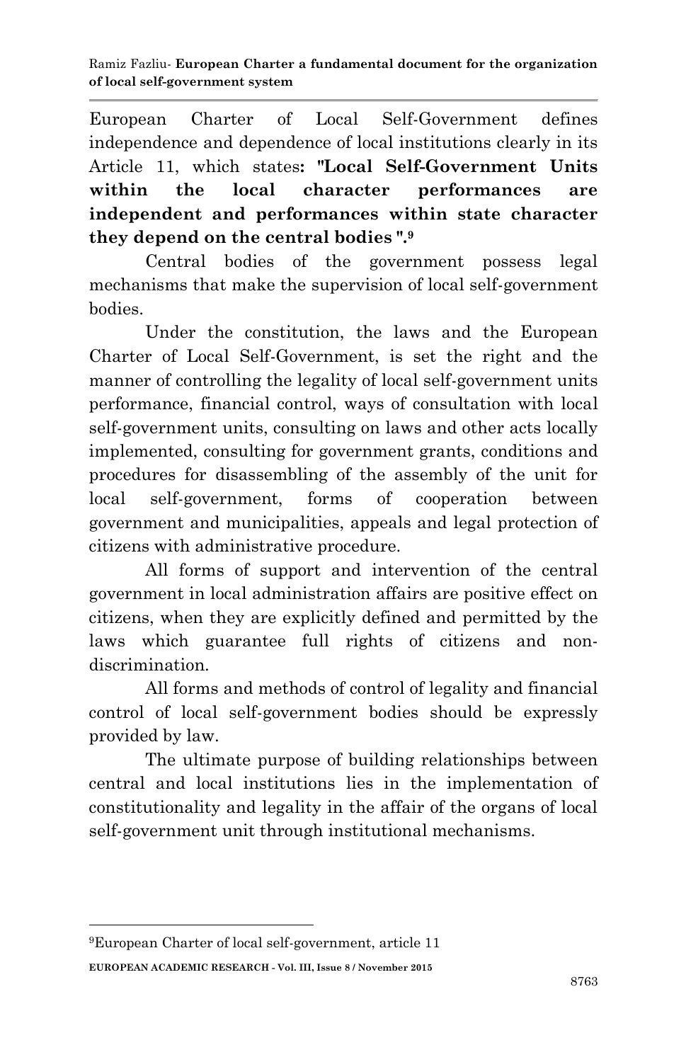European Charter of Local Self-Government defines independence and dependence of local institutions clearly in its Article 11, which states**: "Local Self-Government Units within the local character performances are independent and performances within state character they depend on the central bodies ".**[9]

Central bodies of the government possess legal mechanisms that make the supervision of local self-government bodies.

Under the constitution, the laws and the European Charter of Local Self-Government, is set the right and the manner of controlling the legality of local self-government units performance, financial control, ways of consultation with local self-government units, consulting on laws and other acts locally implemented, consulting for government grants, conditions and procedures for disassembling of the assembly of the unit for local self-government, forms of cooperation between government and municipalities, appeals and legal protection of citizens with administrative procedure.

All forms of support and intervention of the central government in local administration affairs are positive effect on citizens, when they are explicitly defined and permitted by the laws which guarantee full rights of citizens and non-discrimination.

All forms and methods of control of legality and financial control of local self-government bodies should be expressly provided by law.

The ultimate purpose of building relationships between central and local institutions lies in the implementation of constitutionality and legality in the affair of the organs of local self-government unit through institutional mechanisms.

---

[9] European Charter of local self-government, article 11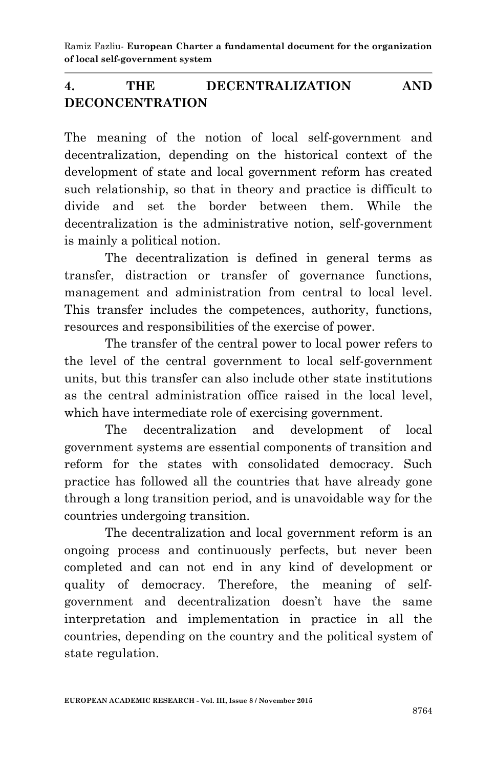## 4. THE DECENTRALIZATION AND DECONCENTRATION

The meaning of the notion of local self-government and decentralization, depending on the historical context of the development of state and local government reform has created such relationship, so that in theory and practice is difficult to divide and set the border between them. While the decentralization is the administrative notion, self-government is mainly a political notion.

The decentralization is defined in general terms as transfer, distraction or transfer of governance functions, management and administration from central to local level. This transfer includes the competences, authority, functions, resources and responsibilities of the exercise of power.

The transfer of the central power to local power refers to the level of the central government to local self-government units, but this transfer can also include other state institutions as the central administration office raised in the local level, which have intermediate role of exercising government.

The decentralization and development of local government systems are essential components of transition and reform for the states with consolidated democracy. Such practice has followed all the countries that have already gone through a long transition period, and is unavoidable way for the countries undergoing transition.

The decentralization and local government reform is an ongoing process and continuously perfects, but never been completed and can not end in any kind of development or quality of democracy. Therefore, the meaning of self-government and decentralization doesn't have the same interpretation and implementation in practice in all the countries, depending on the country and the political system of state regulation.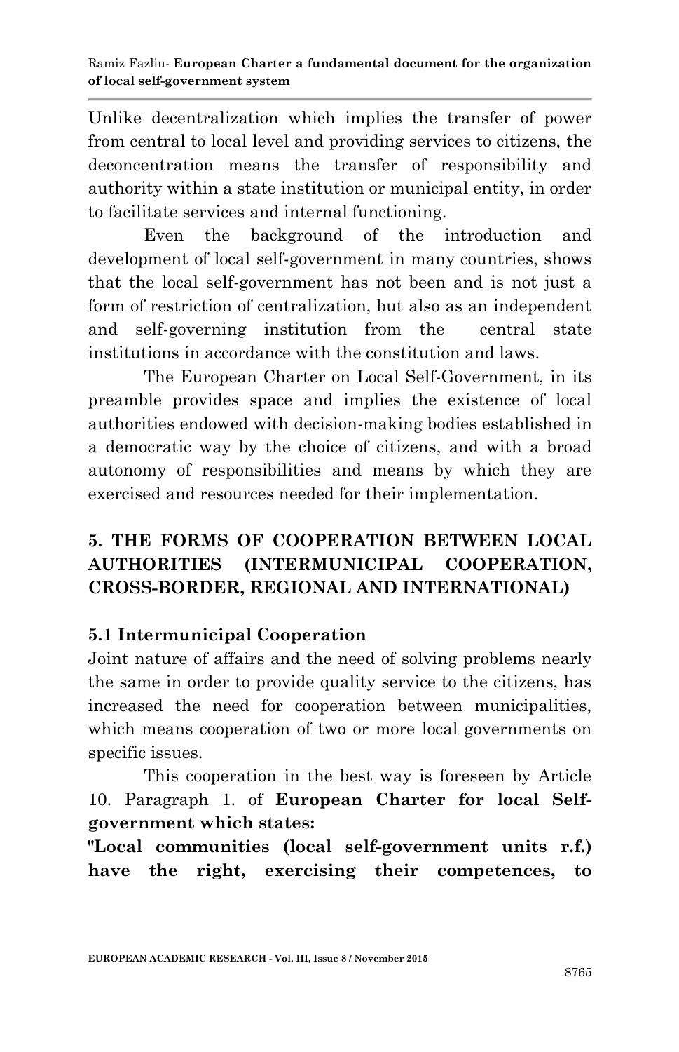Unlike decentralization which implies the transfer of power from central to local level and providing services to citizens, the deconcentration means the transfer of responsibility and authority within a state institution or municipal entity, in order to facilitate services and internal functioning.

Even the background of the introduction and development of local self-government in many countries, shows that the local self-government has not been and is not just a form of restriction of centralization, but also as an independent and self-governing institution from the central state institutions in accordance with the constitution and laws.

The European Charter on Local Self-Government, in its preamble provides space and implies the existence of local authorities endowed with decision-making bodies established in a democratic way by the choice of citizens, and with a broad autonomy of responsibilities and means by which they are exercised and resources needed for their implementation.

## 5. THE FORMS OF COOPERATION BETWEEN LOCAL AUTHORITIES (INTERMUNICIPAL COOPERATION, CROSS-BORDER, REGIONAL AND INTERNATIONAL)

### 5.1 Intermunicipal Cooperation

Joint nature of affairs and the need of solving problems nearly the same in order to provide quality service to the citizens, has increased the need for cooperation between municipalities, which means cooperation of two or more local governments on specific issues.

This cooperation in the best way is foreseen by Article 10. Paragraph 1. of **European Charter for local Self-government which states:**

**"Local communities (local self-government units r.f.) have the right, exercising their competences, to**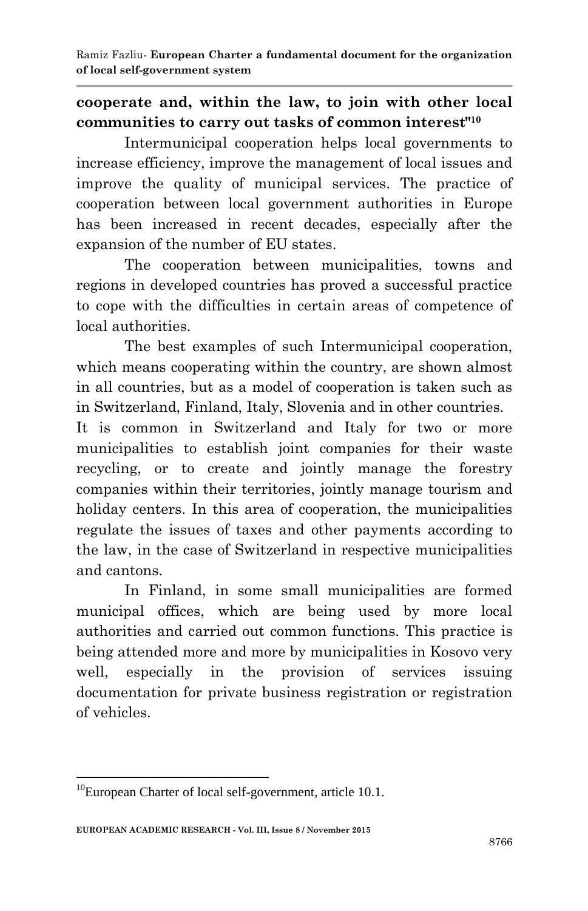**cooperate and, within the law, to join with other local communities to carry out tasks of common interest"**[10]

Intermunicipal cooperation helps local governments to increase efficiency, improve the management of local issues and improve the quality of municipal services. The practice of cooperation between local government authorities in Europe has been increased in recent decades, especially after the expansion of the number of EU states.

The cooperation between municipalities, towns and regions in developed countries has proved a successful practice to cope with the difficulties in certain areas of competence of local authorities.

The best examples of such Intermunicipal cooperation, which means cooperating within the country, are shown almost in all countries, but as a model of cooperation is taken such as in Switzerland, Finland, Italy, Slovenia and in other countries.

It is common in Switzerland and Italy for two or more municipalities to establish joint companies for their waste recycling, or to create and jointly manage the forestry companies within their territories, jointly manage tourism and holiday centers. In this area of cooperation, the municipalities regulate the issues of taxes and other payments according to the law, in the case of Switzerland in respective municipalities and cantons.

In Finland, in some small municipalities are formed municipal offices, which are being used by more local authorities and carried out common functions. This practice is being attended more and more by municipalities in Kosovo very well, especially in the provision of services issuing documentation for private business registration or registration of vehicles.

---

[10] European Charter of local self-government, article 10.1.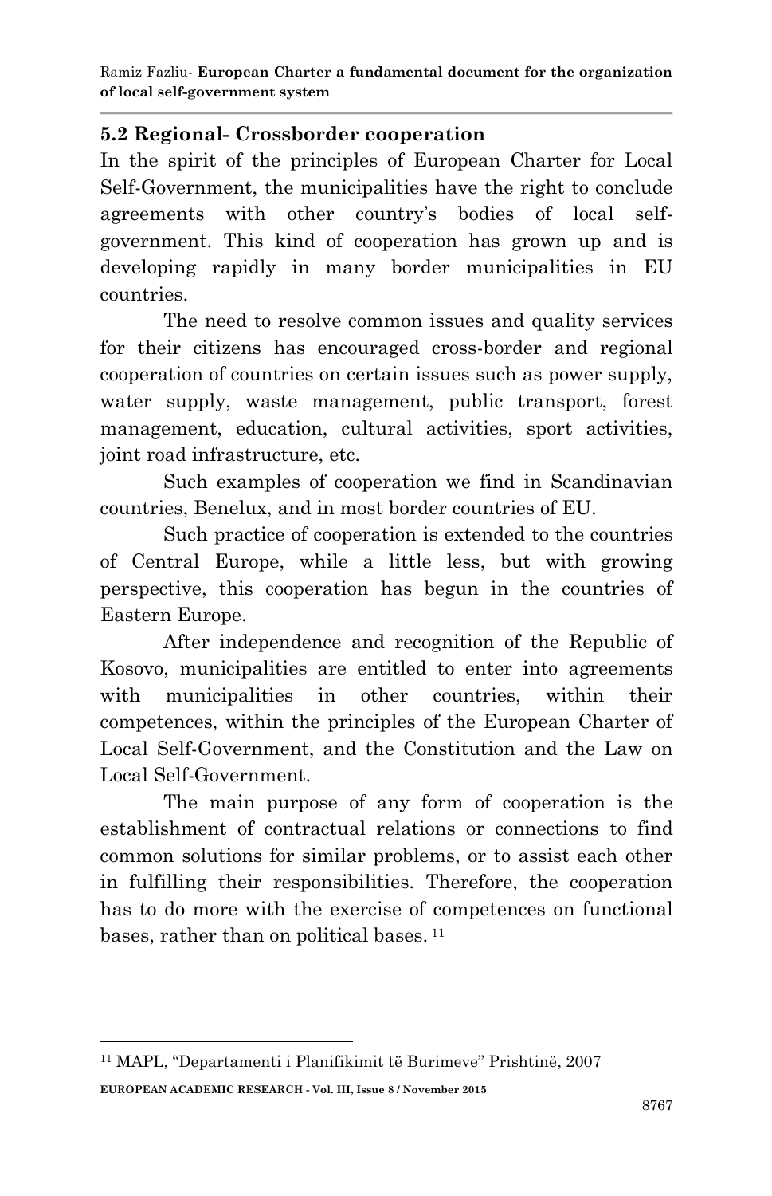## 5.2 Regional- Crossborder cooperation

In the spirit of the principles of European Charter for Local Self-Government, the municipalities have the right to conclude agreements with other country's bodies of local self-government. This kind of cooperation has grown up and is developing rapidly in many border municipalities in EU countries.

The need to resolve common issues and quality services for their citizens has encouraged cross-border and regional cooperation of countries on certain issues such as power supply, water supply, waste management, public transport, forest management, education, cultural activities, sport activities, joint road infrastructure, etc.

Such examples of cooperation we find in Scandinavian countries, Benelux, and in most border countries of EU.

Such practice of cooperation is extended to the countries of Central Europe, while a little less, but with growing perspective, this cooperation has begun in the countries of Eastern Europe.

After independence and recognition of the Republic of Kosovo, municipalities are entitled to enter into agreements with municipalities in other countries, within their competences, within the principles of the European Charter of Local Self-Government, and the Constitution and the Law on Local Self-Government.

The main purpose of any form of cooperation is the establishment of contractual relations or connections to find common solutions for similar problems, or to assist each other in fulfilling their responsibilities. Therefore, the cooperation has to do more with the exercise of competences on functional bases, rather than on political bases. [11]

---

[11] MAPL, "Departamenti i Planifikimit të Burimeve" Prishtinë, 2007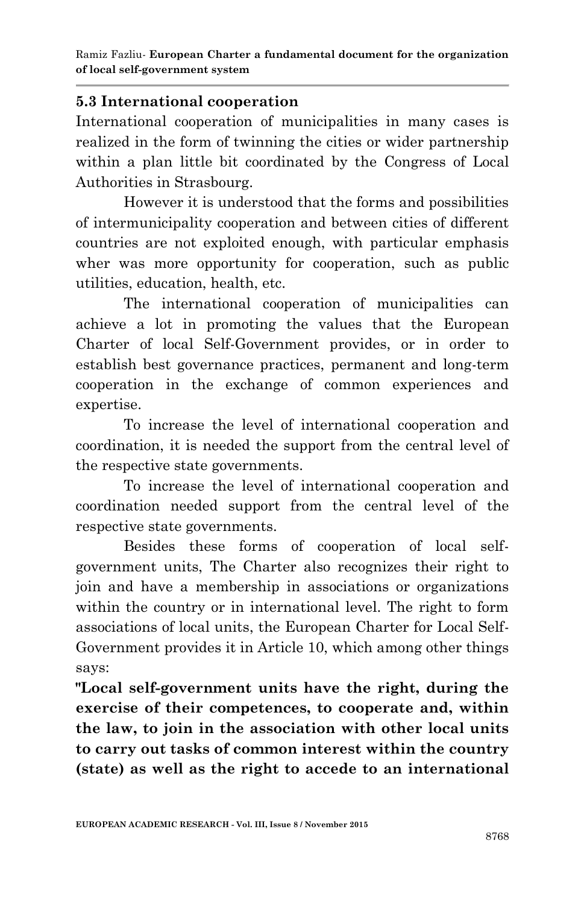### 5.3 International cooperation

International cooperation of municipalities in many cases is realized in the form of twinning the cities or wider partnership within a plan little bit coordinated by the Congress of Local Authorities in Strasbourg.

However it is understood that the forms and possibilities of intermunicipality cooperation and between cities of different countries are not exploited enough, with particular emphasis wher was more opportunity for cooperation, such as public utilities, education, health, etc.

The international cooperation of municipalities can achieve a lot in promoting the values that the European Charter of local Self-Government provides, or in order to establish best governance practices, permanent and long-term cooperation in the exchange of common experiences and expertise.

To increase the level of international cooperation and coordination, it is needed the support from the central level of the respective state governments.

To increase the level of international cooperation and coordination needed support from the central level of the respective state governments.

Besides these forms of cooperation of local self-government units, The Charter also recognizes their right to join and have a membership in associations or organizations within the country or in international level. The right to form associations of local units, the European Charter for Local Self-Government provides it in Article 10, which among other things says:

**"Local self-government units have the right, during the exercise of their competences, to cooperate and, within the law, to join in the association with other local units to carry out tasks of common interest within the country (state) as well as the right to accede to an international**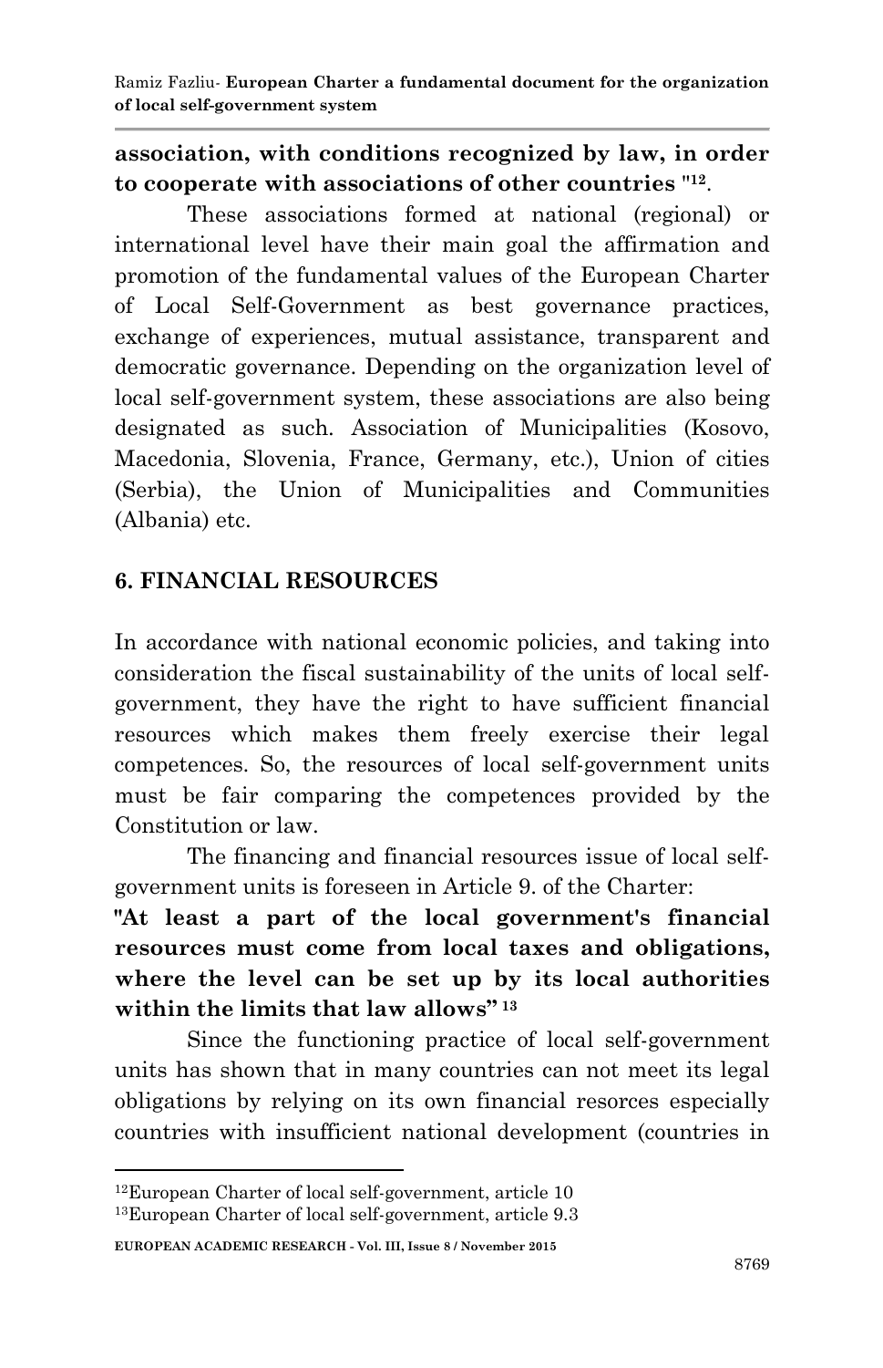**association, with conditions recognized by law, in order to cooperate with associations of other countries "**[12].

These associations formed at national (regional) or international level have their main goal the affirmation and promotion of the fundamental values of the European Charter of Local Self-Government as best governance practices, exchange of experiences, mutual assistance, transparent and democratic governance. Depending on the organization level of local self-government system, these associations are also being designated as such. Association of Municipalities (Kosovo, Macedonia, Slovenia, France, Germany, etc.), Union of cities (Serbia), the Union of Municipalities and Communities (Albania) etc.

## 6. FINANCIAL RESOURCES

In accordance with national economic policies, and taking into consideration the fiscal sustainability of the units of local self-government, they have the right to have sufficient financial resources which makes them freely exercise their legal competences. So, the resources of local self-government units must be fair comparing the competences provided by the Constitution or law.

The financing and financial resources issue of local self-government units is foreseen in Article 9. of the Charter:

**"At least a part of the local government's financial resources must come from local taxes and obligations, where the level can be set up by its local authorities within the limits that law allows"** [13]

Since the functioning practice of local self-government units has shown that in many countries can not meet its legal obligations by relying on its own financial resorces especially countries with insufficient national development (countries in

[12]European Charter of local self-government, article 10

[13]European Charter of local self-government, article 9.3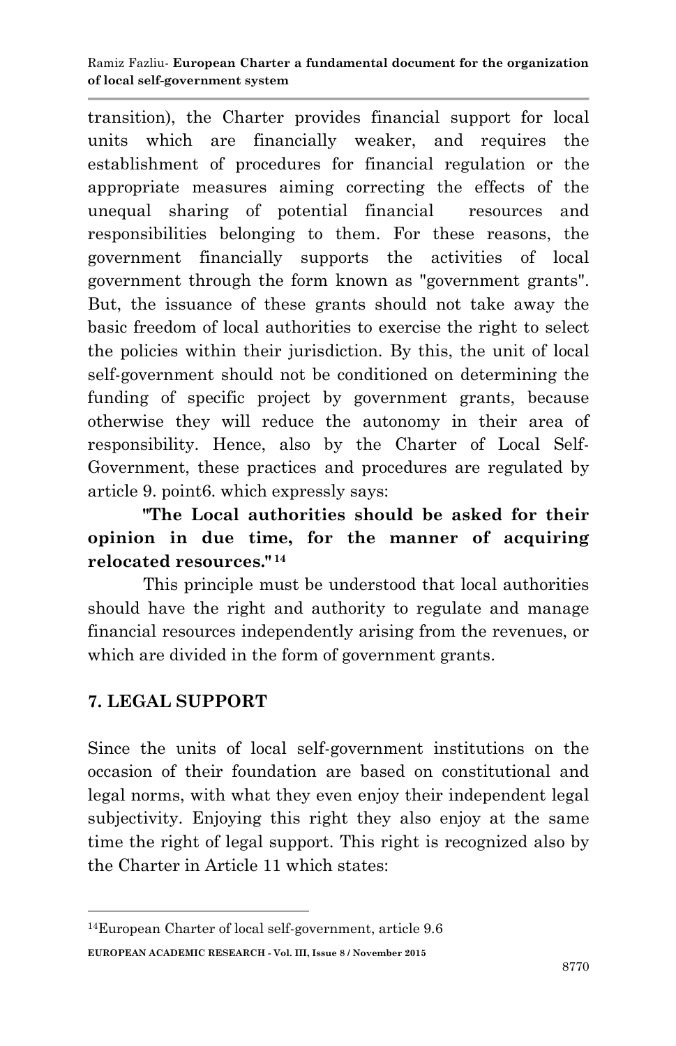transition), the Charter provides financial support for local units which are financially weaker, and requires the establishment of procedures for financial regulation or the appropriate measures aiming correcting the effects of the unequal sharing of potential financial resources and responsibilities belonging to them. For these reasons, the government financially supports the activities of local government through the form known as "government grants". But, the issuance of these grants should not take away the basic freedom of local authorities to exercise the right to select the policies within their jurisdiction. By this, the unit of local self-government should not be conditioned on determining the funding of specific project by government grants, because otherwise they will reduce the autonomy in their area of responsibility. Hence, also by the Charter of Local Self-Government, these practices and procedures are regulated by article 9. point6. which expressly says:

**"The Local authorities should be asked for their opinion in due time, for the manner of acquiring relocated resources."**[14]

This principle must be understood that local authorities should have the right and authority to regulate and manage financial resources independently arising from the revenues, or which are divided in the form of government grants.

## 7. LEGAL SUPPORT

Since the units of local self-government institutions on the occasion of their foundation are based on constitutional and legal norms, with what they even enjoy their independent legal subjectivity. Enjoying this right they also enjoy at the same time the right of legal support. This right is recognized also by the Charter in Article 11 which states:

---

[14]European Charter of local self-government, article 9.6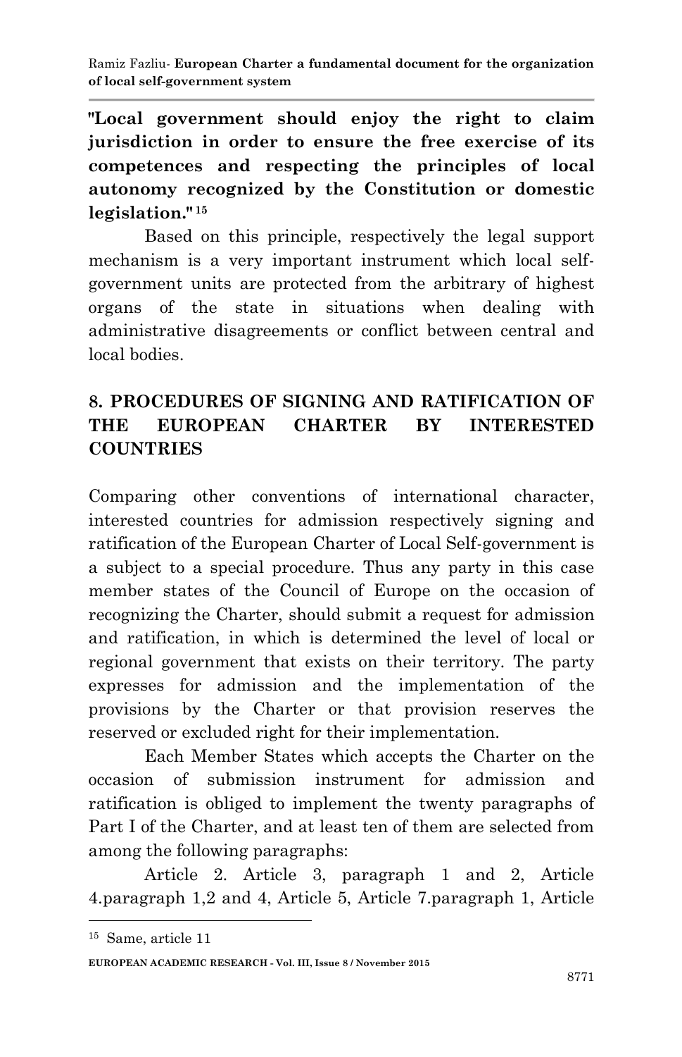**"Local government should enjoy the right to claim jurisdiction in order to ensure the free exercise of its competences and respecting the principles of local autonomy recognized by the Constitution or domestic legislation."[15]**

Based on this principle, respectively the legal support mechanism is a very important instrument which local self-government units are protected from the arbitrary of highest organs of the state in situations when dealing with administrative disagreements or conflict between central and local bodies.

## 8. PROCEDURES OF SIGNING AND RATIFICATION OF THE EUROPEAN CHARTER BY INTERESTED COUNTRIES

Comparing other conventions of international character, interested countries for admission respectively signing and ratification of the European Charter of Local Self-government is a subject to a special procedure. Thus any party in this case member states of the Council of Europe on the occasion of recognizing the Charter, should submit a request for admission and ratification, in which is determined the level of local or regional government that exists on their territory. The party expresses for admission and the implementation of the provisions by the Charter or that provision reserves the reserved or excluded right for their implementation.

Each Member States which accepts the Charter on the occasion of submission instrument for admission and ratification is obliged to implement the twenty paragraphs of Part I of the Charter, and at least ten of them are selected from among the following paragraphs:

Article 2. Article 3, paragraph 1 and 2, Article 4.paragraph 1,2 and 4, Article 5, Article 7.paragraph 1, Article

---

[15] Same, article 11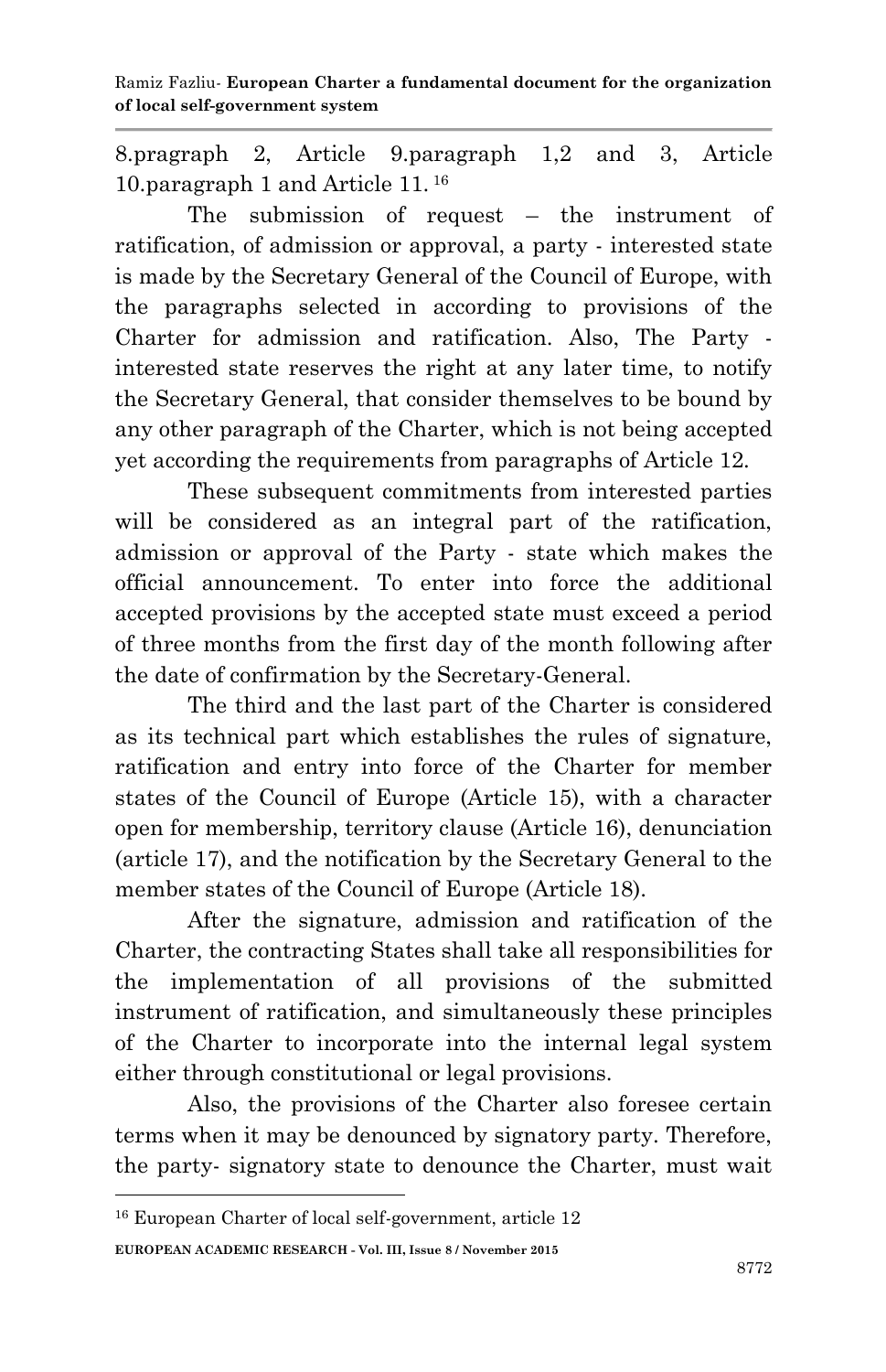8.pragraph 2, Article 9.paragraph 1,2 and 3, Article 10.paragraph 1 and Article 11. [16]

The submission of request – the instrument of ratification, of admission or approval, a party - interested state is made by the Secretary General of the Council of Europe, with the paragraphs selected in according to provisions of the Charter for admission and ratification. Also, The Party - interested state reserves the right at any later time, to notify the Secretary General, that consider themselves to be bound by any other paragraph of the Charter, which is not being accepted yet according the requirements from paragraphs of Article 12.

These subsequent commitments from interested parties will be considered as an integral part of the ratification, admission or approval of the Party - state which makes the official announcement. To enter into force the additional accepted provisions by the accepted state must exceed a period of three months from the first day of the month following after the date of confirmation by the Secretary-General.

The third and the last part of the Charter is considered as its technical part which establishes the rules of signature, ratification and entry into force of the Charter for member states of the Council of Europe (Article 15), with a character open for membership, territory clause (Article 16), denunciation (article 17), and the notification by the Secretary General to the member states of the Council of Europe (Article 18).

After the signature, admission and ratification of the Charter, the contracting States shall take all responsibilities for the implementation of all provisions of the submitted instrument of ratification, and simultaneously these principles of the Charter to incorporate into the internal legal system either through constitutional or legal provisions.

Also, the provisions of the Charter also foresee certain terms when it may be denounced by signatory party. Therefore, the party- signatory state to denounce the Charter, must wait

---

[16] European Charter of local self-government, article 12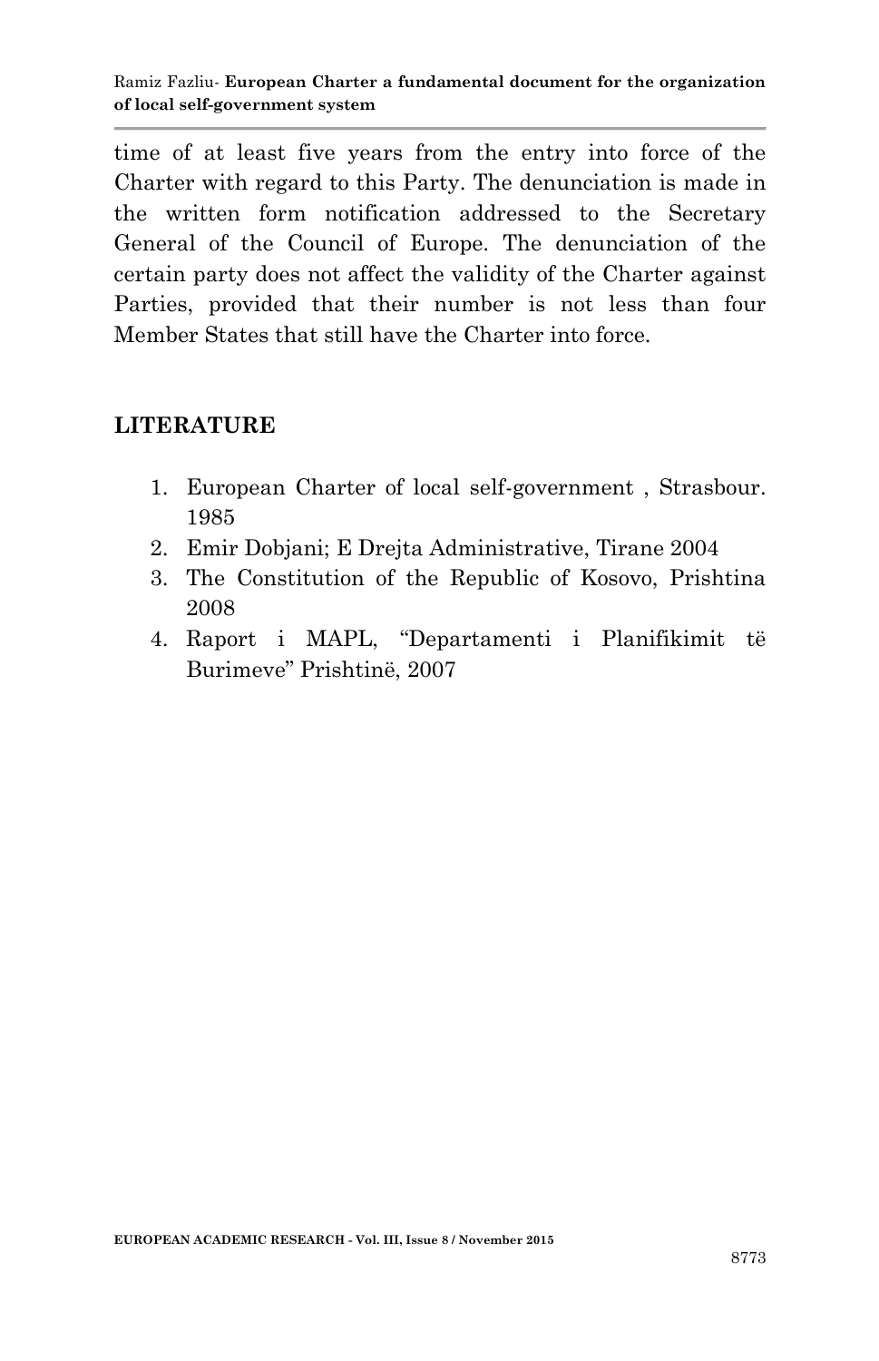time of at least five years from the entry into force of the Charter with regard to this Party. The denunciation is made in the written form notification addressed to the Secretary General of the Council of Europe. The denunciation of the certain party does not affect the validity of the Charter against Parties, provided that their number is not less than four Member States that still have the Charter into force.

## LITERATURE

1. European Charter of local self-government , Strasbour. 1985
2. Emir Dobjani; E Drejta Administrative, Tirane 2004
3. The Constitution of the Republic of Kosovo, Prishtina 2008
4. Raport i MAPL, "Departamenti i Planifikimit të Burimeve" Prishtinë, 2007